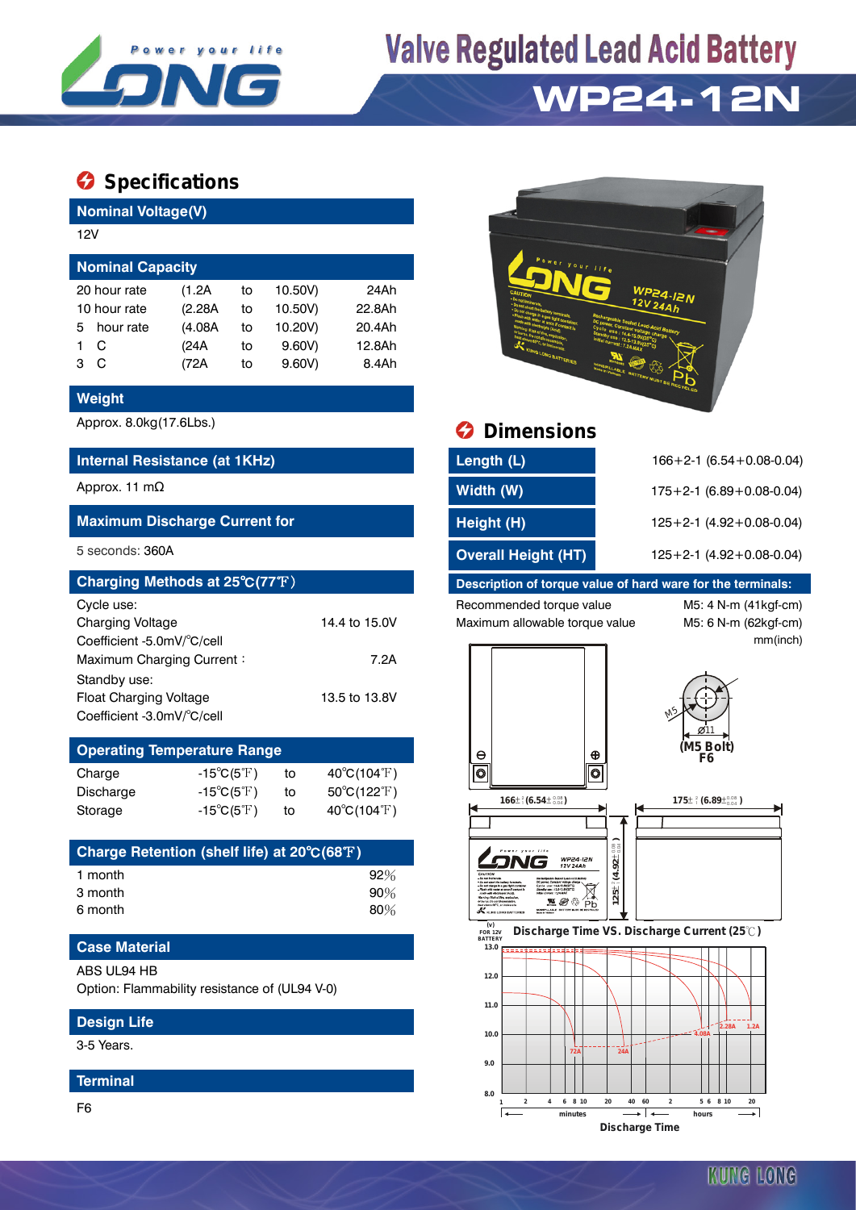# Valve Regulated Lead Acid Battery

## WP24-12N

## Specifications

### Nominal Voltage(V)

12V

### Nominal Capacity

| | | | | |
|---|---|---|---|---|
| 20 hour rate | (1.2A | to | 10.50V) | 24Ah |
| 10 hour rate | (2.28A | to | 10.50V) | 22.8Ah |
| 5 hour rate | (4.08A | to | 10.20V) | 20.4Ah |
| 1 C | (24A | to | 9.60V) | 12.8Ah |
| 3 C | (72A | to | 9.60V) | 8.4Ah |

### Weight

Approx. 8.0kg(17.6Lbs.)

### Internal Resistance (at 1KHz)

Approx. 11 mΩ

### Maximum Discharge Current for

5 seconds: 360A

### Charging Methods at 25℃(77℉)

Cycle use:

Charging Voltage 14.4 to 15.0V

Coefficient -5.0mV/℃/cell

Maximum Charging Current : 7.2A

Standby use:

Float Charging Voltage 13.5 to 13.8V

Coefficient -3.0mV/℃/cell

### Operating Temperature Range

| | | | |
|---|---|---|---|
| Charge | -15℃(5℉) | to | 40℃(104℉) |
| Discharge | -15℃(5℉) | to | 50℃(122℉) |
| Storage | -15℃(5℉) | to | 40℃(104℉) |

### Charge Retention (shelf life) at 20℃(68℉)

| | |
|---|---|
| 1 month | 92% |
| 3 month | 90% |
| 6 month | 80% |

### Case Material

ABS UL94 HB

Option: Flammability resistance of (UL94 V-0)

### Design Life

3-5 Years.

### Terminal

F6

## Dimensions

| | |
|---|---|
| Length (L) | 166+2-1 (6.54+0.08-0.04) |
| Width (W) | 175+2-1 (6.89+0.08-0.04) |
| Height (H) | 125+2-1 (4.92+0.08-0.04) |
| Overall Height (HT) | 125+2-1 (4.92+0.08-0.04) |

### Description of torque value of hard ware for the terminals:

| | |
|---|---|
| Recommended torque value | M5: 4 N-m (41kgf-cm) |
| Maximum allowable torque value | M5: 6 N-m (62kgf-cm) |

mm(inch)

M5

Ø11

(M5 Bolt)
F6

166±² (6.54±0.08/0.04)

175±² (6.89±0.08/0.04)

125±² (4.92±0.08/0.04)

### Discharge Time VS. Discharge Current (25℃)

(v) FOR 12V BATTERY

13.0
12.0
11.0
10.0
9.0
8.0

72A
24A
4.08A
2.28A
1.2A

1 2 4 6 8 10 20 40 60 2 5 6 8 10 20

minutes
hours

Discharge Time

KUNG LONG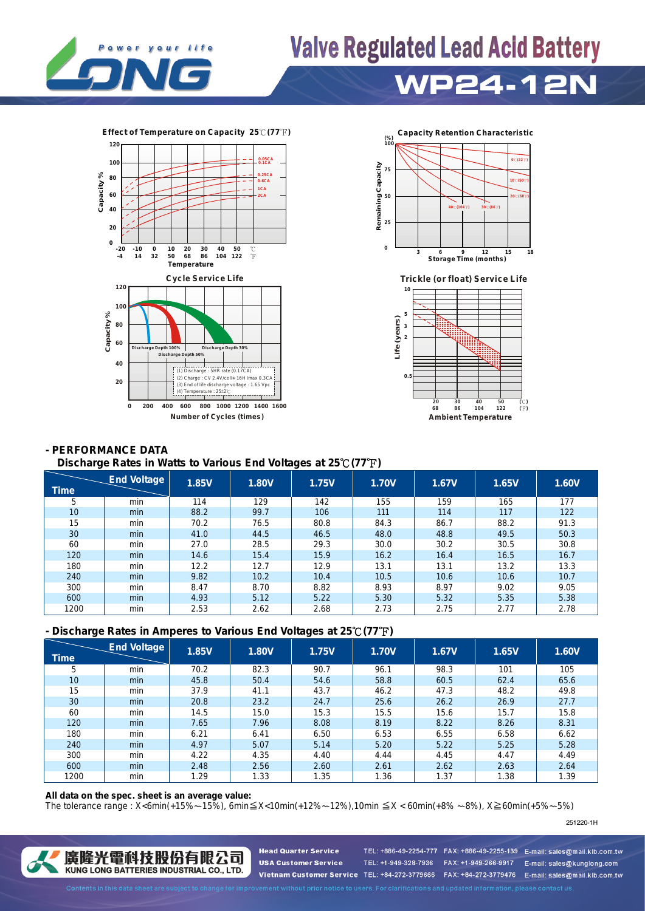Power your life

LONG

# Valve Regulated Lead Acid Battery

# WP24-12N

Effect of Temperature on Capacity 25℃(77℉)

120
100
80
60
40
20
0
Capacity %
0.05CA
0.1CA
0.25CA
0.6CA
1CA
2CA
-20 -10 0 10 20 30 40 50 ℃
-4 14 32 50 68 86 104 122 ℉
Temperature

Capacity Retention Characteristic

(%) 100
75
50
25
0
Remaining Capacity
0℃(32℉)
10℃(50℉)
20℃(68℉)
40℃(104℉)
30℃(86℉)
3 6 9 12 15 18
Storage Time (months)

Cycle Service Life

120
100
80
60
40
20
Capacity%
Discharge Depth 100%
Discharge Depth 30%
Discharge Depth 50%
(1) Discharge : 5HR rate (0.17CA)
(2) Charge : CV 2.4V/cell✳16H Imax 0.3CA
(3) End of life discharge voltage : 1.65 Vpc
(4) Temperature : 25±2℃
0 200 400 600 800 1000 1200 1400 1600
Number of Cycles (times)

Trickle (or float) Service Life

10
5
3
2
0.5
Life (years)
20 30 40 50 (℃)
68 86 104 122 (℉)
Ambient Temperature

## - PERFORMANCE DATA

### Discharge Rates in Watts to Various End Voltages at 25℃(77℉)

| Time | End Voltage | 1.85V | 1.80V | 1.75V | 1.70V | 1.67V | 1.65V | 1.60V |
|---|---|---|---|---|---|---|---|---|
| 5 | min | 114 | 129 | 142 | 155 | 159 | 165 | 177 |
| 10 | min | 88.2 | 99.7 | 106 | 111 | 114 | 117 | 122 |
| 15 | min | 70.2 | 76.5 | 80.8 | 84.3 | 86.7 | 88.2 | 91.3 |
| 30 | min | 41.0 | 44.5 | 46.5 | 48.0 | 48.8 | 49.5 | 50.3 |
| 60 | min | 27.0 | 28.5 | 29.3 | 30.0 | 30.2 | 30.5 | 30.8 |
| 120 | min | 14.6 | 15.4 | 15.9 | 16.2 | 16.4 | 16.5 | 16.7 |
| 180 | min | 12.2 | 12.7 | 12.9 | 13.1 | 13.1 | 13.2 | 13.3 |
| 240 | min | 9.82 | 10.2 | 10.4 | 10.5 | 10.6 | 10.6 | 10.7 |
| 300 | min | 8.47 | 8.70 | 8.82 | 8.93 | 8.97 | 9.02 | 9.05 |
| 600 | min | 4.93 | 5.12 | 5.22 | 5.30 | 5.32 | 5.35 | 5.38 |
| 1200 | min | 2.53 | 2.62 | 2.68 | 2.73 | 2.75 | 2.77 | 2.78 |

### - Discharge Rates in Amperes to Various End Voltages at 25℃(77℉)

| Time | End Voltage | 1.85V | 1.80V | 1.75V | 1.70V | 1.67V | 1.65V | 1.60V |
|---|---|---|---|---|---|---|---|---|
| 5 | min | 70.2 | 82.3 | 90.7 | 96.1 | 98.3 | 101 | 105 |
| 10 | min | 45.8 | 50.4 | 54.6 | 58.8 | 60.5 | 62.4 | 65.6 |
| 15 | min | 37.9 | 41.1 | 43.7 | 46.2 | 47.3 | 48.2 | 49.8 |
| 30 | min | 20.8 | 23.2 | 24.7 | 25.6 | 26.2 | 26.9 | 27.7 |
| 60 | min | 14.5 | 15.0 | 15.3 | 15.5 | 15.6 | 15.7 | 15.8 |
| 120 | min | 7.65 | 7.96 | 8.08 | 8.19 | 8.22 | 8.26 | 8.31 |
| 180 | min | 6.21 | 6.41 | 6.50 | 6.53 | 6.55 | 6.58 | 6.62 |
| 240 | min | 4.97 | 5.07 | 5.14 | 5.20 | 5.22 | 5.25 | 5.28 |
| 300 | min | 4.22 | 4.35 | 4.40 | 4.44 | 4.45 | 4.47 | 4.49 |
| 600 | min | 2.48 | 2.56 | 2.60 | 2.61 | 2.62 | 2.63 | 2.64 |
| 1200 | min | 1.29 | 1.33 | 1.35 | 1.36 | 1.37 | 1.38 | 1.39 |

**All data on the spec. sheet is an average value:**

The tolerance range : X<6min(+15%~15%), 6min≦X<10min(+12%~12%),10min ≦X < 60min(+8% ~8%), X≧60min(+5%~5%)

251220-1H

廣隆光電科技股份有限公司
KUNG LONG BATTERIES INDUSTRIAL CO., LTD.

| | | | |
|---|---|---|---|
| Head Quarter Service | TEL: +886-49-2254-777 | FAX: +886-49-2255-139 | E-mail: sales@mail.klb.com.tw |
| USA Customer Service | TEL: +1-949-328-7936 | FAX: +1-949-266-9917 | E-mail: sales@kunglong.com |
| Vietnam Customer Service | TEL: +84-272-3779666 | FAX: +84-272-3779476 | E-mail: sales@mail.klb.com.tw |

Contents in this data sheet are subject to change for improvement without prior notice to users. For clarifications and updated information, please contact us.